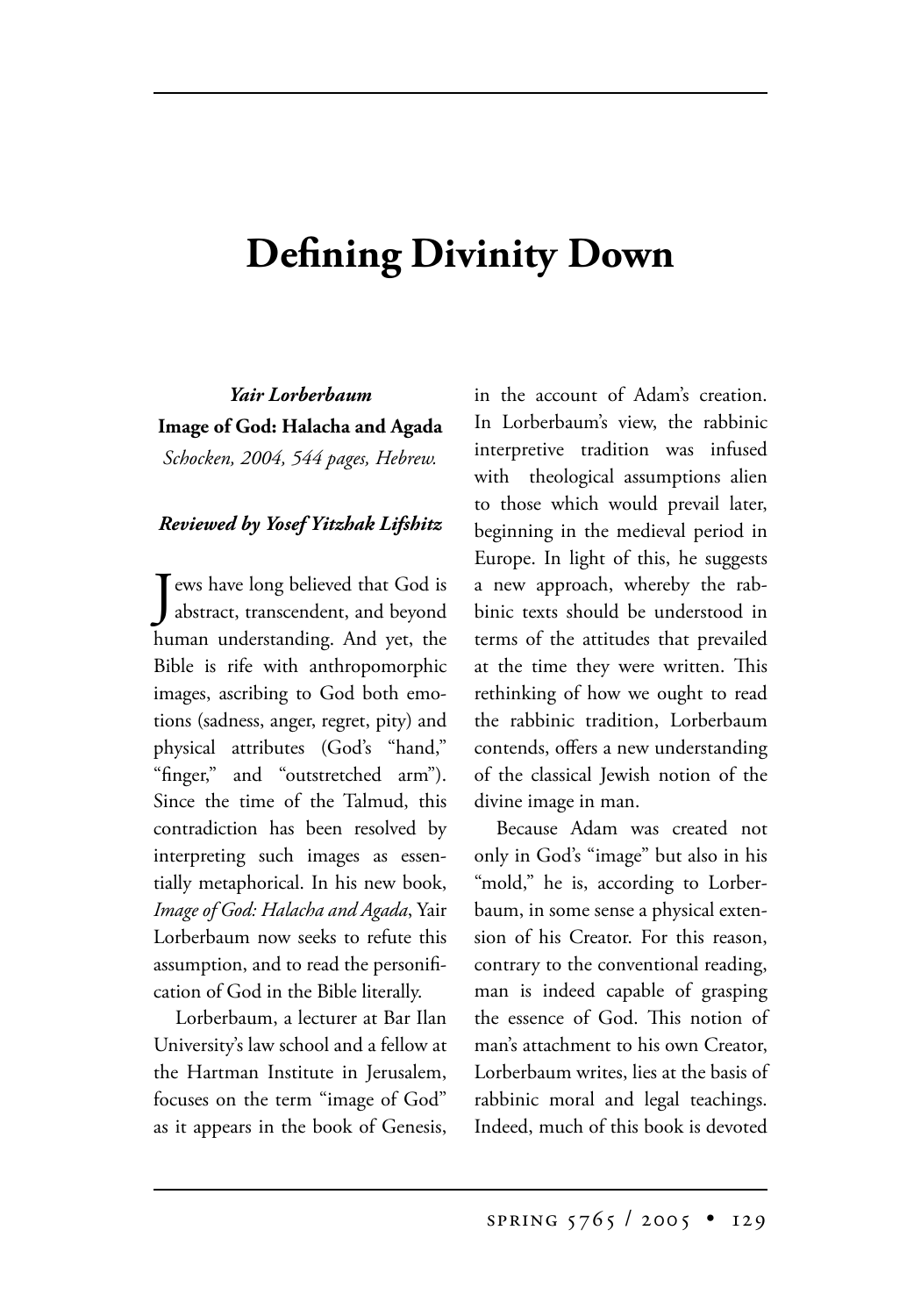# Defining Divinity Down

***Yair Lorberbaum***

**Image of God: Halacha and Agada**

*Schocken, 2004, 544 pages, Hebrew.*

***Reviewed by Yosef Yitzhak Lifshitz***

Jews have long believed that God is abstract, transcendent, and beyond human understanding. And yet, the Bible is rife with anthropomorphic images, ascribing to God both emotions (sadness, anger, regret, pity) and physical attributes (God's "hand," "finger," and "outstretched arm"). Since the time of the Talmud, this contradiction has been resolved by interpreting such images as essentially metaphorical. In his new book, *Image of God: Halacha and Agada*, Yair Lorberbaum now seeks to refute this assumption, and to read the personification of God in the Bible literally.

Lorberbaum, a lecturer at Bar Ilan University's law school and a fellow at the Hartman Institute in Jerusalem, focuses on the term "image of God" as it appears in the book of Genesis, in the account of Adam's creation. In Lorberbaum's view, the rabbinic interpretive tradition was infused with theological assumptions alien to those which would prevail later, beginning in the medieval period in Europe. In light of this, he suggests a new approach, whereby the rabbinic texts should be understood in terms of the attitudes that prevailed at the time they were written. This rethinking of how we ought to read the rabbinic tradition, Lorberbaum contends, offers a new understanding of the classical Jewish notion of the divine image in man.

Because Adam was created not only in God's "image" but also in his "mold," he is, according to Lorberbaum, in some sense a physical extension of his Creator. For this reason, contrary to the conventional reading, man is indeed capable of grasping the essence of God. This notion of man's attachment to his own Creator, Lorberbaum writes, lies at the basis of rabbinic moral and legal teachings. Indeed, much of this book is devoted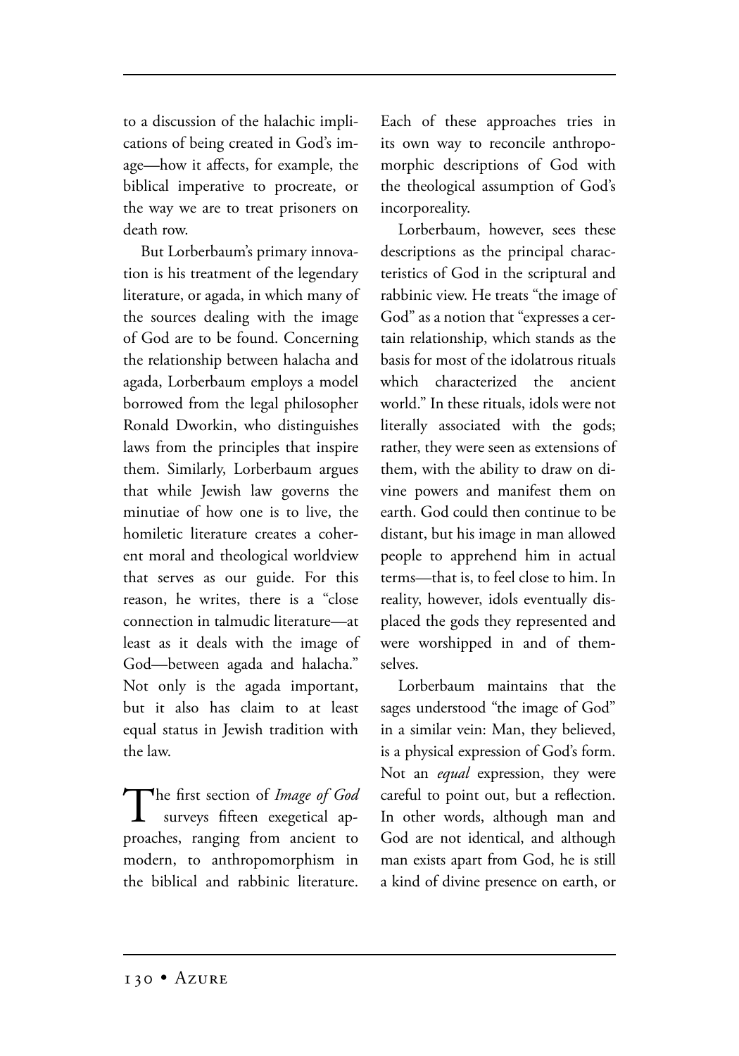to a discussion of the halachic implications of being created in God's image—how it affects, for example, the biblical imperative to procreate, or the way we are to treat prisoners on death row.

But Lorberbaum's primary innovation is his treatment of the legendary literature, or agada, in which many of the sources dealing with the image of God are to be found. Concerning the relationship between halacha and agada, Lorberbaum employs a model borrowed from the legal philosopher Ronald Dworkin, who distinguishes laws from the principles that inspire them. Similarly, Lorberbaum argues that while Jewish law governs the minutiae of how one is to live, the homiletic literature creates a coherent moral and theological worldview that serves as our guide. For this reason, he writes, there is a "close connection in talmudic literature—at least as it deals with the image of God—between agada and halacha." Not only is the agada important, but it also has claim to at least equal status in Jewish tradition with the law.

The first section of *Image of God* surveys fifteen exegetical approaches, ranging from ancient to modern, to anthropomorphism in the biblical and rabbinic literature. Each of these approaches tries in its own way to reconcile anthropomorphic descriptions of God with the theological assumption of God's incorporeality.

Lorberbaum, however, sees these descriptions as the principal characteristics of God in the scriptural and rabbinic view. He treats "the image of God" as a notion that "expresses a certain relationship, which stands as the basis for most of the idolatrous rituals which characterized the ancient world." In these rituals, idols were not literally associated with the gods; rather, they were seen as extensions of them, with the ability to draw on divine powers and manifest them on earth. God could then continue to be distant, but his image in man allowed people to apprehend him in actual terms—that is, to feel close to him. In reality, however, idols eventually displaced the gods they represented and were worshipped in and of themselves.

Lorberbaum maintains that the sages understood "the image of God" in a similar vein: Man, they believed, is a physical expression of God's form. Not an *equal* expression, they were careful to point out, but a reflection. In other words, although man and God are not identical, and although man exists apart from God, he is still a kind of divine presence on earth, or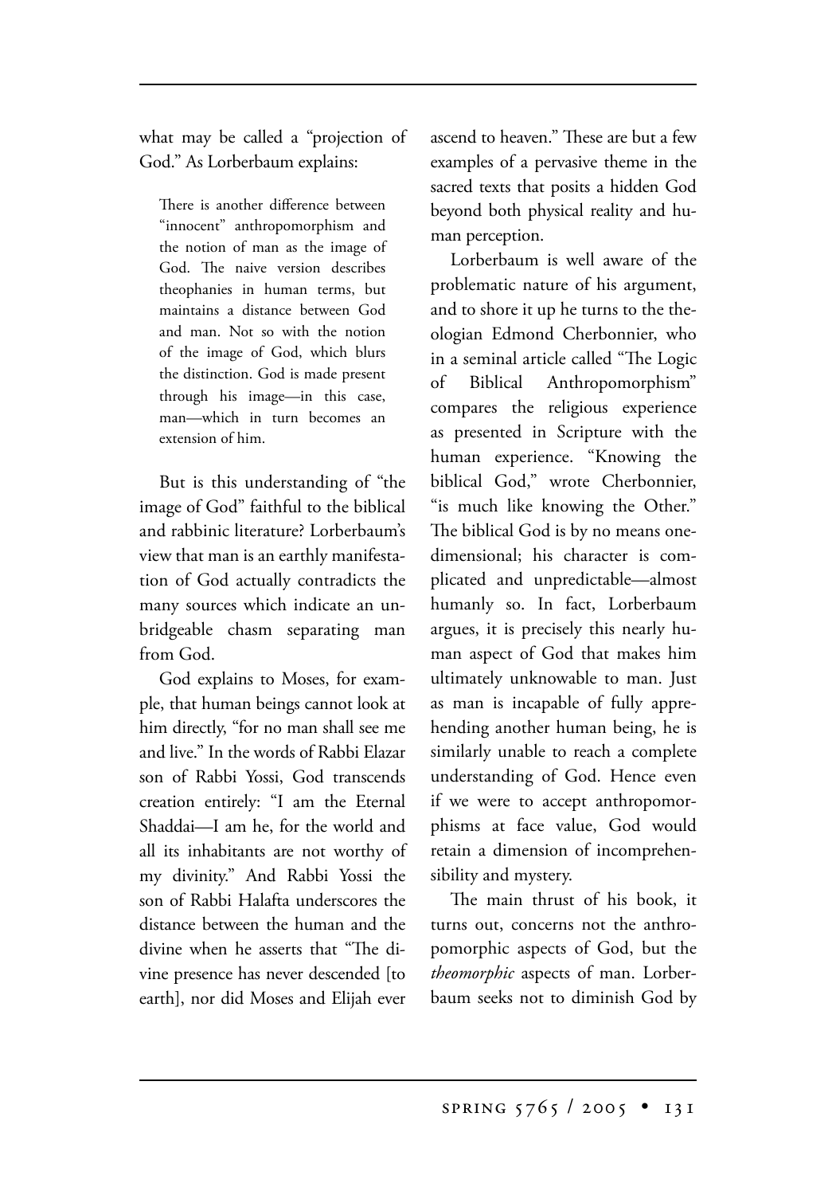what may be called a "projection of God." As Lorberbaum explains:

> There is another difference between "innocent" anthropomorphism and the notion of man as the image of God. The naive version describes theophanies in human terms, but maintains a distance between God and man. Not so with the notion of the image of God, which blurs the distinction. God is made present through his image—in this case, man—which in turn becomes an extension of him.

But is this understanding of "the image of God" faithful to the biblical and rabbinic literature? Lorberbaum's view that man is an earthly manifestation of God actually contradicts the many sources which indicate an unbridgeable chasm separating man from God.

God explains to Moses, for example, that human beings cannot look at him directly, "for no man shall see me and live." In the words of Rabbi Elazar son of Rabbi Yossi, God transcends creation entirely: "I am the Eternal Shaddai—I am he, for the world and all its inhabitants are not worthy of my divinity." And Rabbi Yossi the son of Rabbi Halafta underscores the distance between the human and the divine when he asserts that "The divine presence has never descended [to earth], nor did Moses and Elijah ever ascend to heaven." These are but a few examples of a pervasive theme in the sacred texts that posits a hidden God beyond both physical reality and human perception.

Lorberbaum is well aware of the problematic nature of his argument, and to shore it up he turns to the theologian Edmond Cherbonnier, who in a seminal article called "The Logic of Biblical Anthropomorphism" compares the religious experience as presented in Scripture with the human experience. "Knowing the biblical God," wrote Cherbonnier, "is much like knowing the Other." The biblical God is by no means one-dimensional; his character is complicated and unpredictable—almost humanly so. In fact, Lorberbaum argues, it is precisely this nearly human aspect of God that makes him ultimately unknowable to man. Just as man is incapable of fully apprehending another human being, he is similarly unable to reach a complete understanding of God. Hence even if we were to accept anthropomorphisms at face value, God would retain a dimension of incomprehensibility and mystery.

The main thrust of his book, it turns out, concerns not the anthropomorphic aspects of God, but the *theomorphic* aspects of man. Lorberbaum seeks not to diminish God by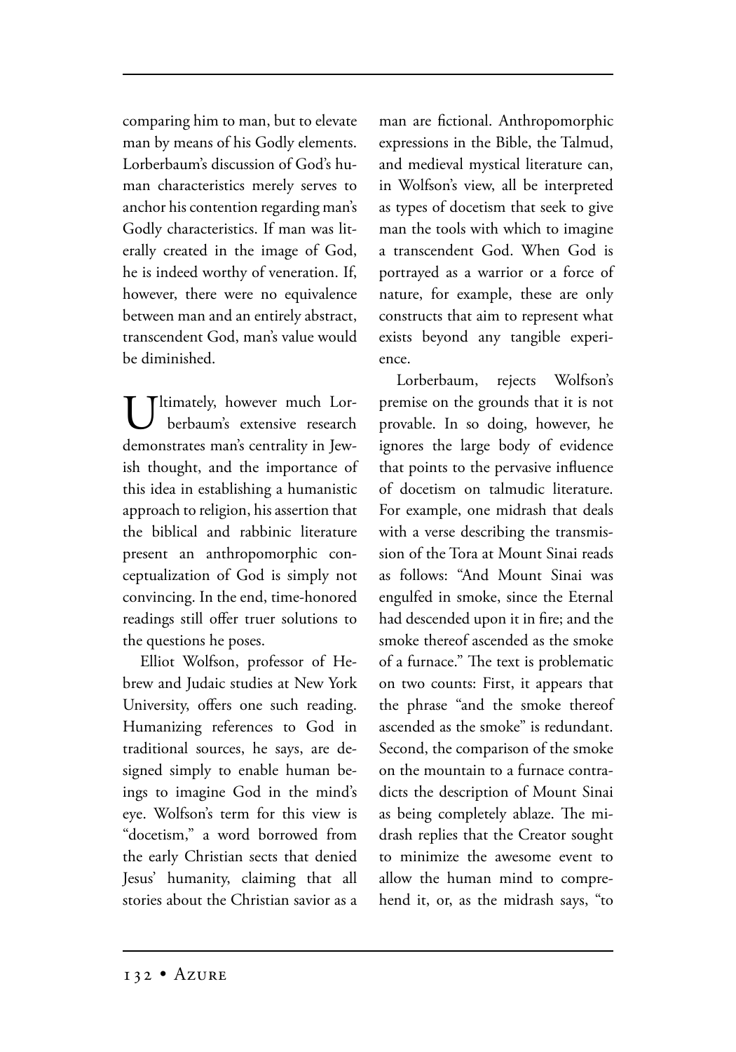comparing him to man, but to elevate man by means of his Godly elements. Lorberbaum's discussion of God's human characteristics merely serves to anchor his contention regarding man's Godly characteristics. If man was literally created in the image of God, he is indeed worthy of veneration. If, however, there were no equivalence between man and an entirely abstract, transcendent God, man's value would be diminished.

Ultimately, however much Lorberbaum's extensive research demonstrates man's centrality in Jewish thought, and the importance of this idea in establishing a humanistic approach to religion, his assertion that the biblical and rabbinic literature present an anthropomorphic conceptualization of God is simply not convincing. In the end, time-honored readings still offer truer solutions to the questions he poses.

Elliot Wolfson, professor of Hebrew and Judaic studies at New York University, offers one such reading. Humanizing references to God in traditional sources, he says, are designed simply to enable human beings to imagine God in the mind's eye. Wolfson's term for this view is "docetism," a word borrowed from the early Christian sects that denied Jesus' humanity, claiming that all stories about the Christian savior as a man are fictional. Anthropomorphic expressions in the Bible, the Talmud, and medieval mystical literature can, in Wolfson's view, all be interpreted as types of docetism that seek to give man the tools with which to imagine a transcendent God. When God is portrayed as a warrior or a force of nature, for example, these are only constructs that aim to represent what exists beyond any tangible experience.

Lorberbaum, rejects Wolfson's premise on the grounds that it is not provable. In so doing, however, he ignores the large body of evidence that points to the pervasive influence of docetism on talmudic literature. For example, one midrash that deals with a verse describing the transmission of the Tora at Mount Sinai reads as follows: "And Mount Sinai was engulfed in smoke, since the Eternal had descended upon it in fire; and the smoke thereof ascended as the smoke of a furnace." The text is problematic on two counts: First, it appears that the phrase "and the smoke thereof ascended as the smoke" is redundant. Second, the comparison of the smoke on the mountain to a furnace contradicts the description of Mount Sinai as being completely ablaze. The midrash replies that the Creator sought to minimize the awesome event to allow the human mind to comprehend it, or, as the midrash says, "to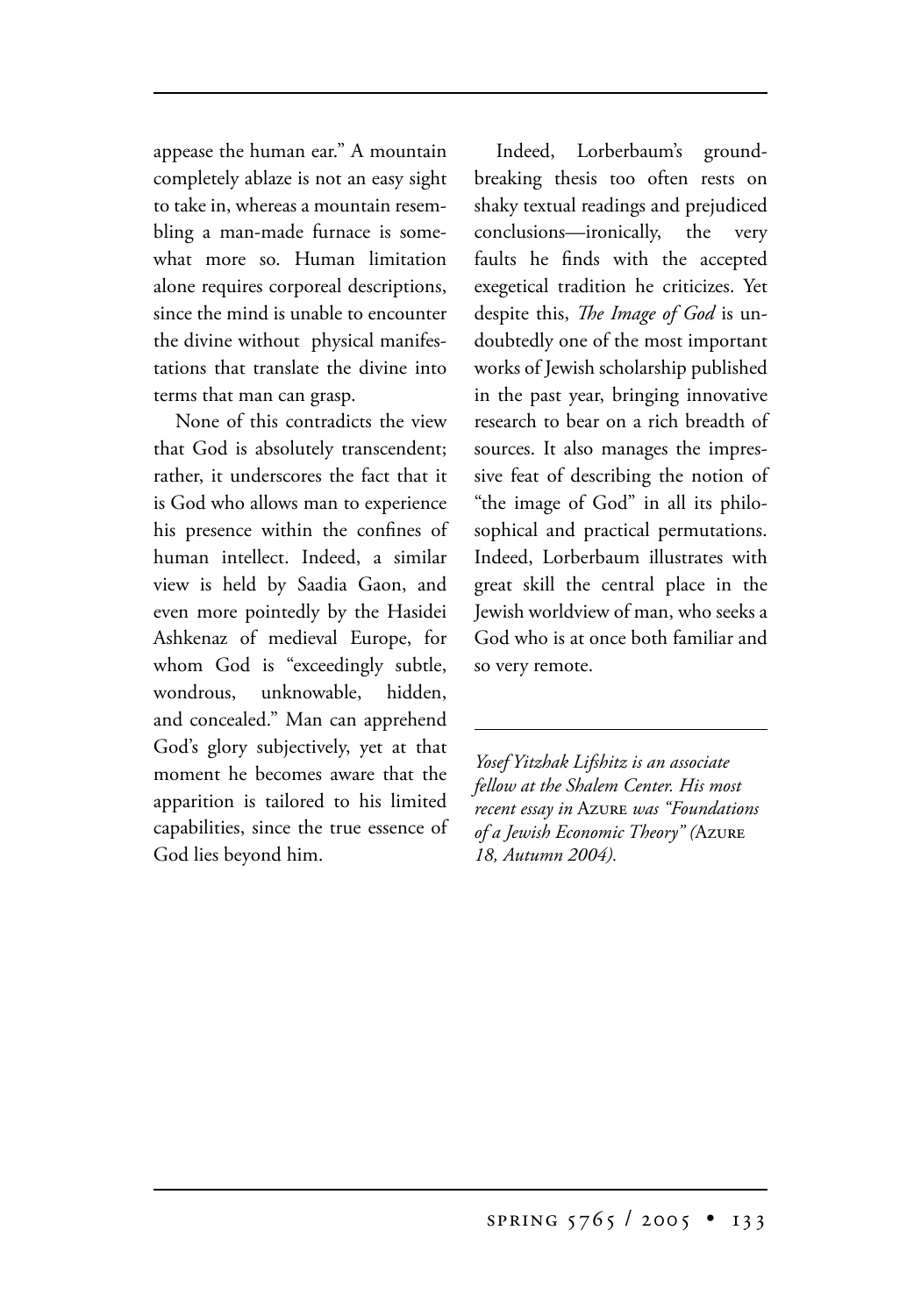appease the human ear." A mountain completely ablaze is not an easy sight to take in, whereas a mountain resembling a man-made furnace is somewhat more so. Human limitation alone requires corporeal descriptions, since the mind is unable to encounter the divine without physical manifestations that translate the divine into terms that man can grasp.

None of this contradicts the view that God is absolutely transcendent; rather, it underscores the fact that it is God who allows man to experience his presence within the confines of human intellect. Indeed, a similar view is held by Saadia Gaon, and even more pointedly by the Hasidei Ashkenaz of medieval Europe, for whom God is "exceedingly subtle, wondrous, unknowable, hidden, and concealed." Man can apprehend God's glory subjectively, yet at that moment he becomes aware that the apparition is tailored to his limited capabilities, since the true essence of God lies beyond him.

Indeed, Lorberbaum's groundbreaking thesis too often rests on shaky textual readings and prejudiced conclusions—ironically, the very faults he finds with the accepted exegetical tradition he criticizes. Yet despite this, *The Image of God* is undoubtedly one of the most important works of Jewish scholarship published in the past year, bringing innovative research to bear on a rich breadth of sources. It also manages the impressive feat of describing the notion of "the image of God" in all its philosophical and practical permutations. Indeed, Lorberbaum illustrates with great skill the central place in the Jewish worldview of man, who seeks a God who is at once both familiar and so very remote.

---

*Yosef Yitzhak Lifshitz is an associate fellow at the Shalem Center. His most recent essay in* Azure *was "Foundations of a Jewish Economic Theory" (*Azure *18, Autumn 2004).*